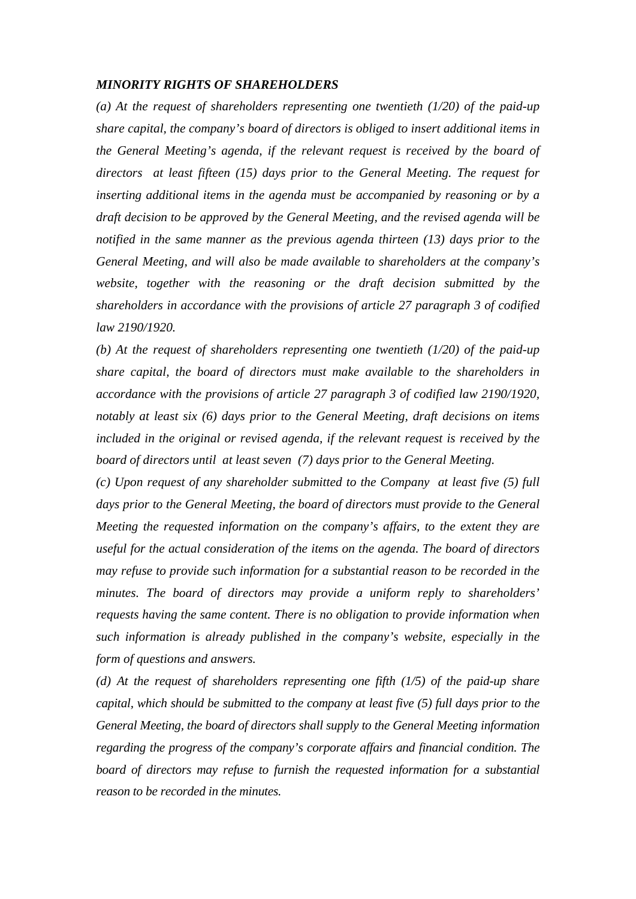***MINORITY RIGHTS OF SHAREHOLDERS***

*(a) At the request of shareholders representing one twentieth (1/20) of the paid-up share capital, the company's board of directors is obliged to insert additional items in the General Meeting's agenda, if the relevant request is received by the board of directors at least fifteen (15) days prior to the General Meeting. The request for inserting additional items in the agenda must be accompanied by reasoning or by a draft decision to be approved by the General Meeting, and the revised agenda will be notified in the same manner as the previous agenda thirteen (13) days prior to the General Meeting, and will also be made available to shareholders at the company's website, together with the reasoning or the draft decision submitted by the shareholders in accordance with the provisions of article 27 paragraph 3 of codified law 2190/1920.*

*(b) At the request of shareholders representing one twentieth (1/20) of the paid-up share capital, the board of directors must make available to the shareholders in accordance with the provisions of article 27 paragraph 3 of codified law 2190/1920, notably at least six (6) days prior to the General Meeting, draft decisions on items included in the original or revised agenda, if the relevant request is received by the board of directors until at least seven (7) days prior to the General Meeting.*

*(c) Upon request of any shareholder submitted to the Company at least five (5) full days prior to the General Meeting, the board of directors must provide to the General Meeting the requested information on the company's affairs, to the extent they are useful for the actual consideration of the items on the agenda. The board of directors may refuse to provide such information for a substantial reason to be recorded in the minutes. The board of directors may provide a uniform reply to shareholders' requests having the same content. There is no obligation to provide information when such information is already published in the company's website, especially in the form of questions and answers.*

*(d) At the request of shareholders representing one fifth (1/5) of the paid-up share capital, which should be submitted to the company at least five (5) full days prior to the General Meeting, the board of directors shall supply to the General Meeting information regarding the progress of the company's corporate affairs and financial condition. The board of directors may refuse to furnish the requested information for a substantial reason to be recorded in the minutes.*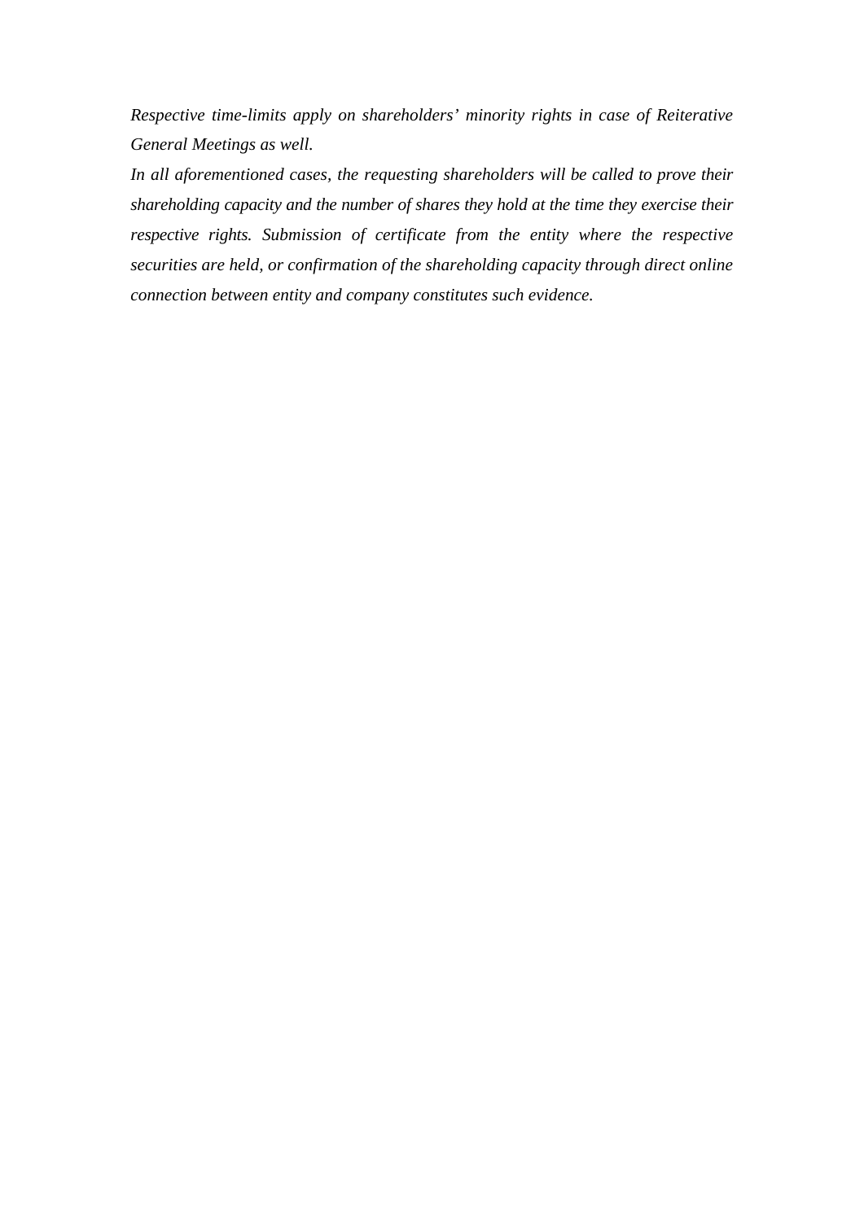*Respective time-limits apply on shareholders' minority rights in case of Reiterative General Meetings as well.*

*In all aforementioned cases, the requesting shareholders will be called to prove their shareholding capacity and the number of shares they hold at the time they exercise their respective rights. Submission of certificate from the entity where the respective securities are held, or confirmation of the shareholding capacity through direct online connection between entity and company constitutes such evidence.*